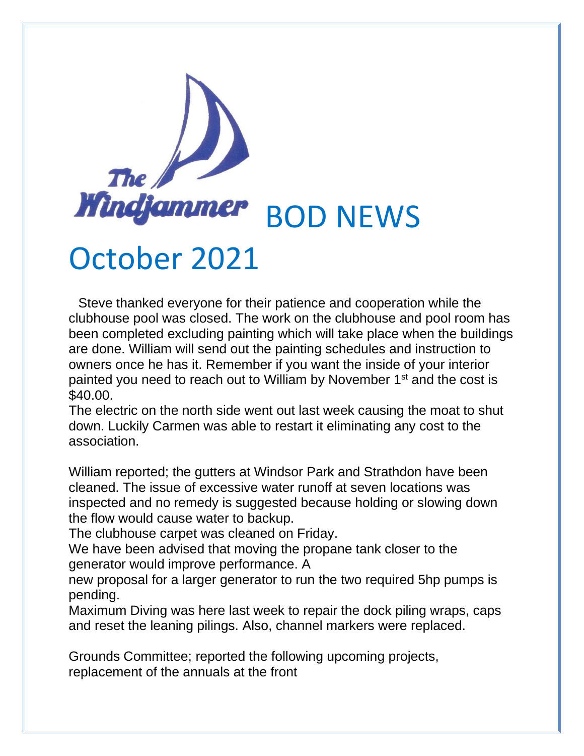# The Windjammer BOD NEWS

# October 2021

Steve thanked everyone for their patience and cooperation while the clubhouse pool was closed. The work on the clubhouse and pool room has been completed excluding painting which will take place when the buildings are done. William will send out the painting schedules and instruction to owners once he has it. Remember if you want the inside of your interior painted you need to reach out to William by November 1st and the cost is $40.00.

The electric on the north side went out last week causing the moat to shut down. Luckily Carmen was able to restart it eliminating any cost to the association.

William reported; the gutters at Windsor Park and Strathdon have been cleaned. The issue of excessive water runoff at seven locations was inspected and no remedy is suggested because holding or slowing down the flow would cause water to backup.

The clubhouse carpet was cleaned on Friday.

We have been advised that moving the propane tank closer to the generator would improve performance. A new proposal for a larger generator to run the two required 5hp pumps is pending.

Maximum Diving was here last week to repair the dock piling wraps, caps and reset the leaning pilings. Also, channel markers were replaced.

Grounds Committee; reported the following upcoming projects, replacement of the annuals at the front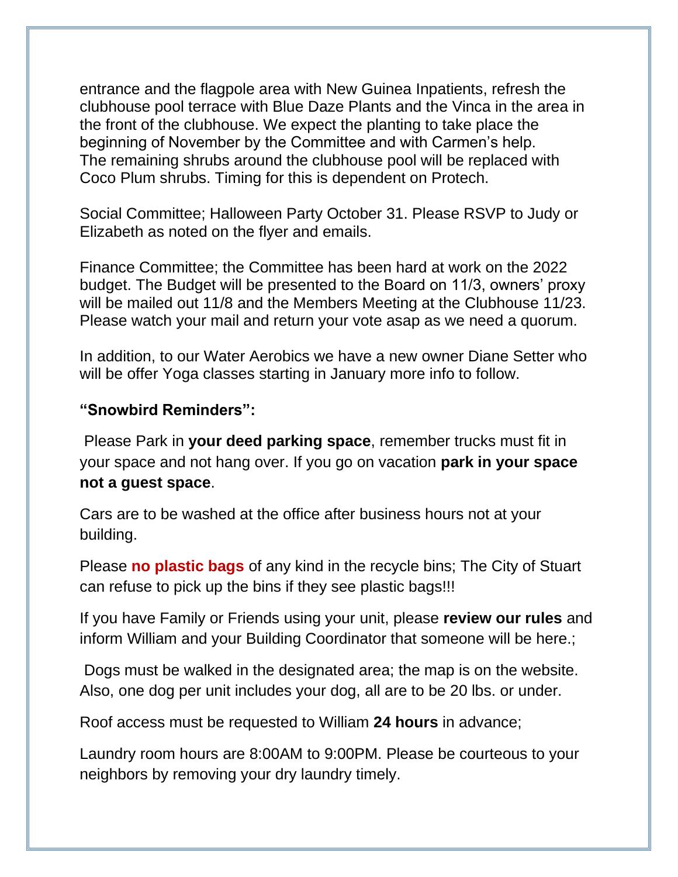entrance and the flagpole area with New Guinea Inpatients, refresh the clubhouse pool terrace with Blue Daze Plants and the Vinca in the area in the front of the clubhouse. We expect the planting to take place the beginning of November by the Committee and with Carmen's help. The remaining shrubs around the clubhouse pool will be replaced with Coco Plum shrubs. Timing for this is dependent on Protech.

Social Committee; Halloween Party October 31. Please RSVP to Judy or Elizabeth as noted on the flyer and emails.

Finance Committee; the Committee has been hard at work on the 2022 budget. The Budget will be presented to the Board on 11/3, owners' proxy will be mailed out 11/8 and the Members Meeting at the Clubhouse 11/23. Please watch your mail and return your vote asap as we need a quorum.

In addition, to our Water Aerobics we have a new owner Diane Setter who will be offer Yoga classes starting in January more info to follow.

**"Snowbird Reminders":**

Please Park in **your deed parking space**, remember trucks must fit in your space and not hang over. If you go on vacation **park in your space not a guest space**.

Cars are to be washed at the office after business hours not at your building.

Please **no plastic bags** of any kind in the recycle bins; The City of Stuart can refuse to pick up the bins if they see plastic bags!!!

If you have Family or Friends using your unit, please **review our rules** and inform William and your Building Coordinator that someone will be here.;

Dogs must be walked in the designated area; the map is on the website. Also, one dog per unit includes your dog, all are to be 20 lbs. or under.

Roof access must be requested to William **24 hours** in advance;

Laundry room hours are 8:00AM to 9:00PM. Please be courteous to your neighbors by removing your dry laundry timely.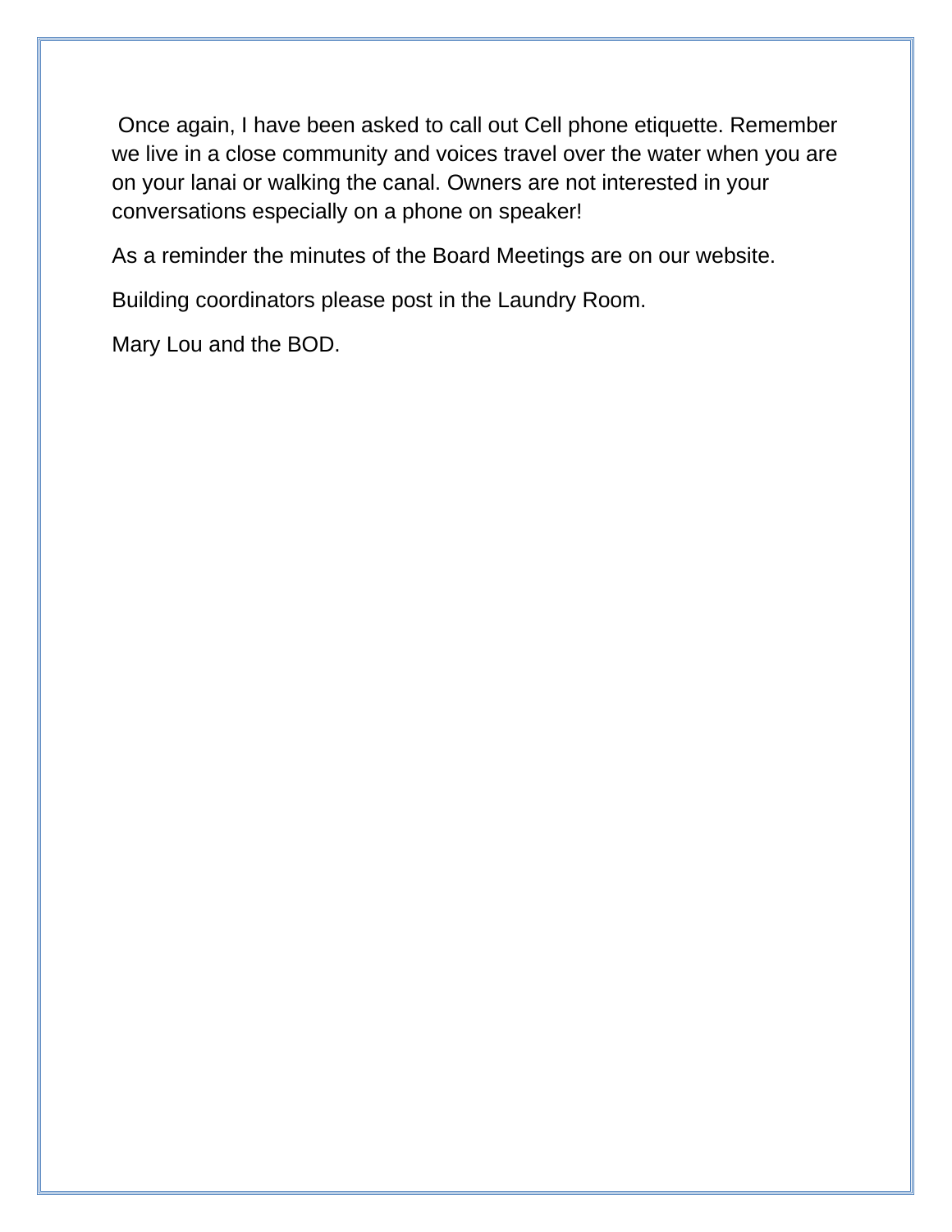Once again, I have been asked to call out Cell phone etiquette. Remember we live in a close community and voices travel over the water when you are on your lanai or walking the canal. Owners are not interested in your conversations especially on a phone on speaker!

As a reminder the minutes of the Board Meetings are on our website.

Building coordinators please post in the Laundry Room.

Mary Lou and the BOD.